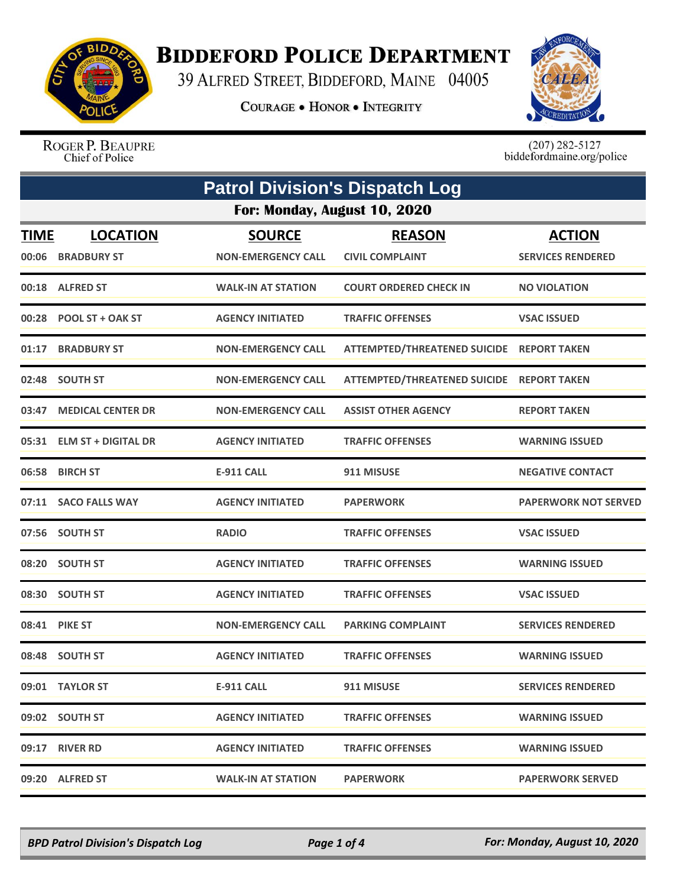# Biddeford Police Department

39 Alfred Street, Biddeford, Maine 04005

Courage • Honor • Integrity

Roger P. Beaupre
Chief of Police

(207) 282-5127
biddefordmaine.org/police

## Patrol Division's Dispatch Log

### For: Monday, August 10, 2020

| TIME | LOCATION | SOURCE | REASON | ACTION |
|---|---|---|---|---|
| 00:06 | BRADBURY ST | NON-EMERGENCY CALL | CIVIL COMPLAINT | SERVICES RENDERED |
| 00:18 | ALFRED ST | WALK-IN AT STATION | COURT ORDERED CHECK IN | NO VIOLATION |
| 00:28 | POOL ST + OAK ST | AGENCY INITIATED | TRAFFIC OFFENSES | VSAC ISSUED |
| 01:17 | BRADBURY ST | NON-EMERGENCY CALL | ATTEMPTED/THREATENED SUICIDE | REPORT TAKEN |
| 02:48 | SOUTH ST | NON-EMERGENCY CALL | ATTEMPTED/THREATENED SUICIDE | REPORT TAKEN |
| 03:47 | MEDICAL CENTER DR | NON-EMERGENCY CALL | ASSIST OTHER AGENCY | REPORT TAKEN |
| 05:31 | ELM ST + DIGITAL DR | AGENCY INITIATED | TRAFFIC OFFENSES | WARNING ISSUED |
| 06:58 | BIRCH ST | E-911 CALL | 911 MISUSE | NEGATIVE CONTACT |
| 07:11 | SACO FALLS WAY | AGENCY INITIATED | PAPERWORK | PAPERWORK NOT SERVED |
| 07:56 | SOUTH ST | RADIO | TRAFFIC OFFENSES | VSAC ISSUED |
| 08:20 | SOUTH ST | AGENCY INITIATED | TRAFFIC OFFENSES | WARNING ISSUED |
| 08:30 | SOUTH ST | AGENCY INITIATED | TRAFFIC OFFENSES | VSAC ISSUED |
| 08:41 | PIKE ST | NON-EMERGENCY CALL | PARKING COMPLAINT | SERVICES RENDERED |
| 08:48 | SOUTH ST | AGENCY INITIATED | TRAFFIC OFFENSES | WARNING ISSUED |
| 09:01 | TAYLOR ST | E-911 CALL | 911 MISUSE | SERVICES RENDERED |
| 09:02 | SOUTH ST | AGENCY INITIATED | TRAFFIC OFFENSES | WARNING ISSUED |
| 09:17 | RIVER RD | AGENCY INITIATED | TRAFFIC OFFENSES | WARNING ISSUED |
| 09:20 | ALFRED ST | WALK-IN AT STATION | PAPERWORK | PAPERWORK SERVED |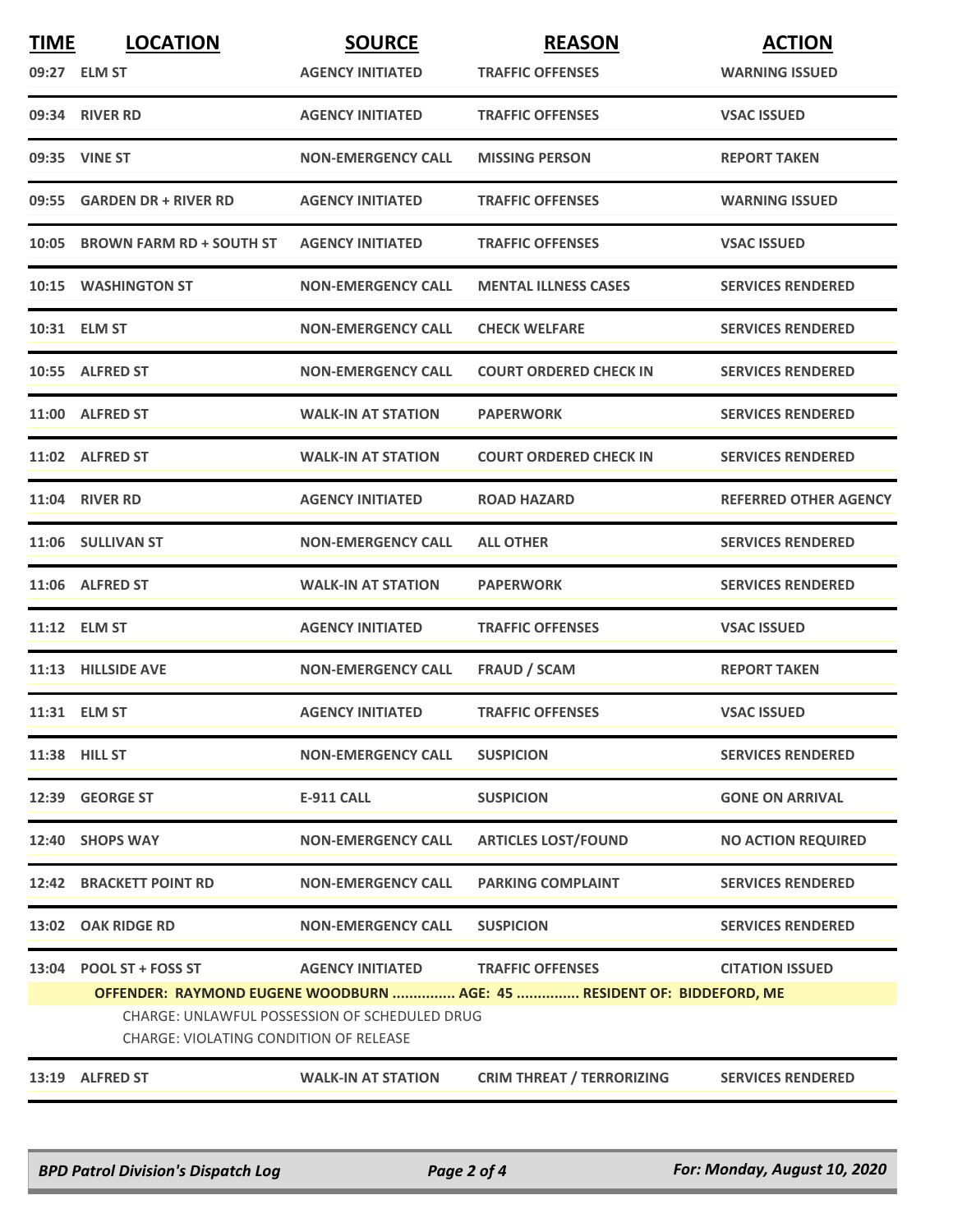| TIME | LOCATION | SOURCE | REASON | ACTION |
|---|---|---|---|---|
| 09:27 | ELM ST | AGENCY INITIATED | TRAFFIC OFFENSES | WARNING ISSUED |
| 09:34 | RIVER RD | AGENCY INITIATED | TRAFFIC OFFENSES | VSAC ISSUED |
| 09:35 | VINE ST | NON-EMERGENCY CALL | MISSING PERSON | REPORT TAKEN |
| 09:55 | GARDEN DR + RIVER RD | AGENCY INITIATED | TRAFFIC OFFENSES | WARNING ISSUED |
| 10:05 | BROWN FARM RD + SOUTH ST | AGENCY INITIATED | TRAFFIC OFFENSES | VSAC ISSUED |
| 10:15 | WASHINGTON ST | NON-EMERGENCY CALL | MENTAL ILLNESS CASES | SERVICES RENDERED |
| 10:31 | ELM ST | NON-EMERGENCY CALL | CHECK WELFARE | SERVICES RENDERED |
| 10:55 | ALFRED ST | NON-EMERGENCY CALL | COURT ORDERED CHECK IN | SERVICES RENDERED |
| 11:00 | ALFRED ST | WALK-IN AT STATION | PAPERWORK | SERVICES RENDERED |
| 11:02 | ALFRED ST | WALK-IN AT STATION | COURT ORDERED CHECK IN | SERVICES RENDERED |
| 11:04 | RIVER RD | AGENCY INITIATED | ROAD HAZARD | REFERRED OTHER AGENCY |
| 11:06 | SULLIVAN ST | NON-EMERGENCY CALL | ALL OTHER | SERVICES RENDERED |
| 11:06 | ALFRED ST | WALK-IN AT STATION | PAPERWORK | SERVICES RENDERED |
| 11:12 | ELM ST | AGENCY INITIATED | TRAFFIC OFFENSES | VSAC ISSUED |
| 11:13 | HILLSIDE AVE | NON-EMERGENCY CALL | FRAUD / SCAM | REPORT TAKEN |
| 11:31 | ELM ST | AGENCY INITIATED | TRAFFIC OFFENSES | VSAC ISSUED |
| 11:38 | HILL ST | NON-EMERGENCY CALL | SUSPICION | SERVICES RENDERED |
| 12:39 | GEORGE ST | E-911 CALL | SUSPICION | GONE ON ARRIVAL |
| 12:40 | SHOPS WAY | NON-EMERGENCY CALL | ARTICLES LOST/FOUND | NO ACTION REQUIRED |
| 12:42 | BRACKETT POINT RD | NON-EMERGENCY CALL | PARKING COMPLAINT | SERVICES RENDERED |
| 13:02 | OAK RIDGE RD | NON-EMERGENCY CALL | SUSPICION | SERVICES RENDERED |
| 13:04 | POOL ST + FOSS ST | AGENCY INITIATED | TRAFFIC OFFENSES | CITATION ISSUED |
| | **OFFENDER: RAYMOND EUGENE WOODBURN ............... AGE: 45 ............... RESIDENT OF: BIDDEFORD, ME**<br>CHARGE: UNLAWFUL POSSESSION OF SCHEDULED DRUG<br>CHARGE: VIOLATING CONDITION OF RELEASE | | | |
| 13:19 | ALFRED ST | WALK-IN AT STATION | CRIM THREAT / TERRORIZING | SERVICES RENDERED |

*BPD Patrol Division's Dispatch Log* — *For: Monday, August 10, 2020*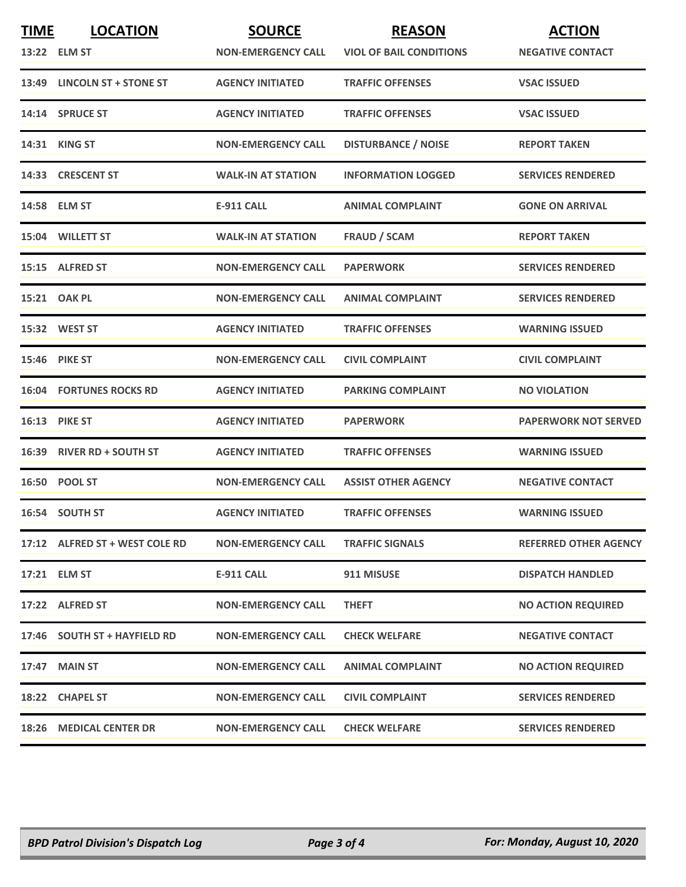| TIME | LOCATION | SOURCE | REASON | ACTION |
|---|---|---|---|---|
| 13:22 | ELM ST | NON-EMERGENCY CALL | VIOL OF BAIL CONDITIONS | NEGATIVE CONTACT |
| 13:49 | LINCOLN ST + STONE ST | AGENCY INITIATED | TRAFFIC OFFENSES | VSAC ISSUED |
| 14:14 | SPRUCE ST | AGENCY INITIATED | TRAFFIC OFFENSES | VSAC ISSUED |
| 14:31 | KING ST | NON-EMERGENCY CALL | DISTURBANCE / NOISE | REPORT TAKEN |
| 14:33 | CRESCENT ST | WALK-IN AT STATION | INFORMATION LOGGED | SERVICES RENDERED |
| 14:58 | ELM ST | E-911 CALL | ANIMAL COMPLAINT | GONE ON ARRIVAL |
| 15:04 | WILLETT ST | WALK-IN AT STATION | FRAUD / SCAM | REPORT TAKEN |
| 15:15 | ALFRED ST | NON-EMERGENCY CALL | PAPERWORK | SERVICES RENDERED |
| 15:21 | OAK PL | NON-EMERGENCY CALL | ANIMAL COMPLAINT | SERVICES RENDERED |
| 15:32 | WEST ST | AGENCY INITIATED | TRAFFIC OFFENSES | WARNING ISSUED |
| 15:46 | PIKE ST | NON-EMERGENCY CALL | CIVIL COMPLAINT | CIVIL COMPLAINT |
| 16:04 | FORTUNES ROCKS RD | AGENCY INITIATED | PARKING COMPLAINT | NO VIOLATION |
| 16:13 | PIKE ST | AGENCY INITIATED | PAPERWORK | PAPERWORK NOT SERVED |
| 16:39 | RIVER RD + SOUTH ST | AGENCY INITIATED | TRAFFIC OFFENSES | WARNING ISSUED |
| 16:50 | POOL ST | NON-EMERGENCY CALL | ASSIST OTHER AGENCY | NEGATIVE CONTACT |
| 16:54 | SOUTH ST | AGENCY INITIATED | TRAFFIC OFFENSES | WARNING ISSUED |
| 17:12 | ALFRED ST + WEST COLE RD | NON-EMERGENCY CALL | TRAFFIC SIGNALS | REFERRED OTHER AGENCY |
| 17:21 | ELM ST | E-911 CALL | 911 MISUSE | DISPATCH HANDLED |
| 17:22 | ALFRED ST | NON-EMERGENCY CALL | THEFT | NO ACTION REQUIRED |
| 17:46 | SOUTH ST + HAYFIELD RD | NON-EMERGENCY CALL | CHECK WELFARE | NEGATIVE CONTACT |
| 17:47 | MAIN ST | NON-EMERGENCY CALL | ANIMAL COMPLAINT | NO ACTION REQUIRED |
| 18:22 | CHAPEL ST | NON-EMERGENCY CALL | CIVIL COMPLAINT | SERVICES RENDERED |
| 18:26 | MEDICAL CENTER DR | NON-EMERGENCY CALL | CHECK WELFARE | SERVICES RENDERED |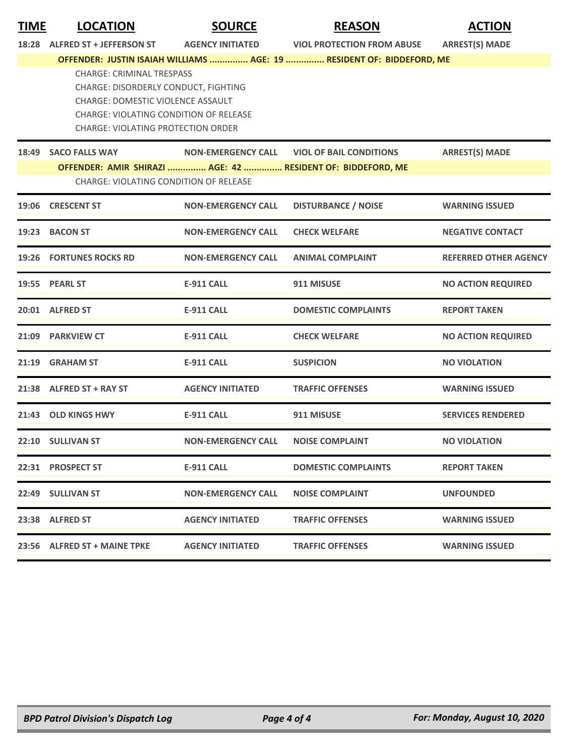| TIME | LOCATION | SOURCE | REASON | ACTION |
|---|---|---|---|---|
| 18:28 | ALFRED ST + JEFFERSON ST | AGENCY INITIATED | VIOL PROTECTION FROM ABUSE | ARREST(S) MADE |
| | OFFENDER: JUSTIN ISAIAH WILLIAMS ............... AGE: 19 ............... RESIDENT OF: BIDDEFORD, ME | | | |
| | CHARGE: CRIMINAL TRESPASS<br>CHARGE: DISORDERLY CONDUCT, FIGHTING<br>CHARGE: DOMESTIC VIOLENCE ASSAULT<br>CHARGE: VIOLATING CONDITION OF RELEASE<br>CHARGE: VIOLATING PROTECTION ORDER | | | |
| 18:49 | SACO FALLS WAY | NON-EMERGENCY CALL | VIOL OF BAIL CONDITIONS | ARREST(S) MADE |
| | OFFENDER: AMIR SHIRAZI ............... AGE: 42 ............... RESIDENT OF: BIDDEFORD, ME | | | |
| | CHARGE: VIOLATING CONDITION OF RELEASE | | | |
| 19:06 | CRESCENT ST | NON-EMERGENCY CALL | DISTURBANCE / NOISE | WARNING ISSUED |
| 19:23 | BACON ST | NON-EMERGENCY CALL | CHECK WELFARE | NEGATIVE CONTACT |
| 19:26 | FORTUNES ROCKS RD | NON-EMERGENCY CALL | ANIMAL COMPLAINT | REFERRED OTHER AGENCY |
| 19:55 | PEARL ST | E-911 CALL | 911 MISUSE | NO ACTION REQUIRED |
| 20:01 | ALFRED ST | E-911 CALL | DOMESTIC COMPLAINTS | REPORT TAKEN |
| 21:09 | PARKVIEW CT | E-911 CALL | CHECK WELFARE | NO ACTION REQUIRED |
| 21:19 | GRAHAM ST | E-911 CALL | SUSPICION | NO VIOLATION |
| 21:38 | ALFRED ST + RAY ST | AGENCY INITIATED | TRAFFIC OFFENSES | WARNING ISSUED |
| 21:43 | OLD KINGS HWY | E-911 CALL | 911 MISUSE | SERVICES RENDERED |
| 22:10 | SULLIVAN ST | NON-EMERGENCY CALL | NOISE COMPLAINT | NO VIOLATION |
| 22:31 | PROSPECT ST | E-911 CALL | DOMESTIC COMPLAINTS | REPORT TAKEN |
| 22:49 | SULLIVAN ST | NON-EMERGENCY CALL | NOISE COMPLAINT | UNFOUNDED |
| 23:38 | ALFRED ST | AGENCY INITIATED | TRAFFIC OFFENSES | WARNING ISSUED |
| 23:56 | ALFRED ST + MAINE TPKE | AGENCY INITIATED | TRAFFIC OFFENSES | WARNING ISSUED |